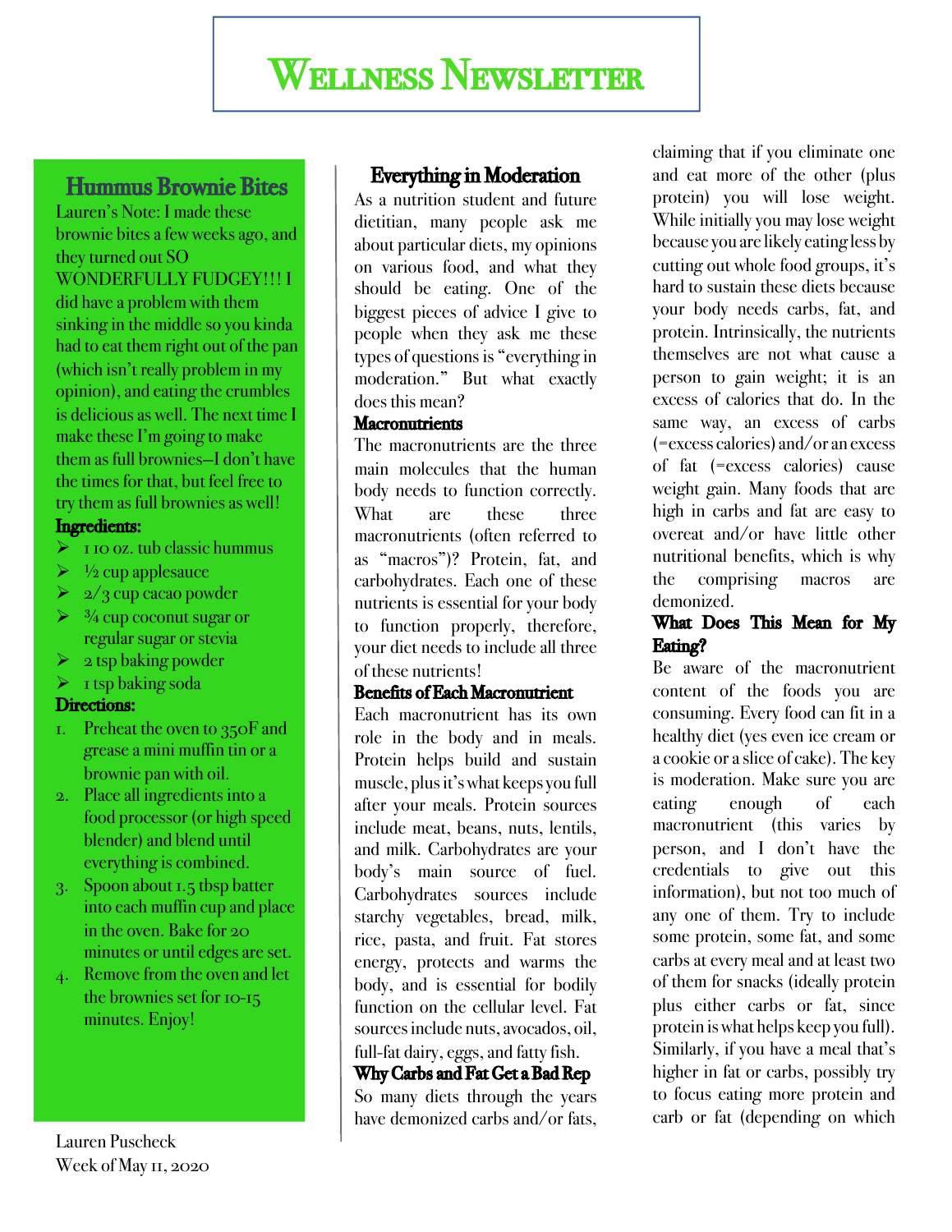# Wellness Newsletter

## Hummus Brownie Bites

Lauren's Note: I made these brownie bites a few weeks ago, and they turned out SO WONDERFULLY FUDGEY!!! I did have a problem with them sinking in the middle so you kinda had to eat them right out of the pan (which isn't really problem in my opinion), and eating the crumbles is delicious as well. The next time I make these I'm going to make them as full brownies—I don't have the times for that, but feel free to try them as full brownies as well!

**Ingredients:**

- 1 10 oz. tub classic hummus
- ½ cup applesauce
- 2/3 cup cacao powder
- ¾ cup coconut sugar or regular sugar or stevia
- 2 tsp baking powder
- 1 tsp baking soda

**Directions:**

1. Preheat the oven to 350F and grease a mini muffin tin or a brownie pan with oil.
2. Place all ingredients into a food processor (or high speed blender) and blend until everything is combined.
3. Spoon about 1.5 tbsp batter into each muffin cup and place in the oven. Bake for 20 minutes or until edges are set.
4. Remove from the oven and let the brownies set for 10-15 minutes. Enjoy!

Lauren Puscheck
Week of May 11, 2020

## Everything in Moderation

As a nutrition student and future dietitian, many people ask me about particular diets, my opinions on various food, and what they should be eating. One of the biggest pieces of advice I give to people when they ask me these types of questions is "everything in moderation." But what exactly does this mean?

### Macronutrients

The macronutrients are the three main molecules that the human body needs to function correctly. What are these three macronutrients (often referred to as "macros")? Protein, fat, and carbohydrates. Each one of these nutrients is essential for your body to function properly, therefore, your diet needs to include all three of these nutrients!

### Benefits of Each Macronutrient

Each macronutrient has its own role in the body and in meals. Protein helps build and sustain muscle, plus it's what keeps you full after your meals. Protein sources include meat, beans, nuts, lentils, and milk. Carbohydrates are your body's main source of fuel. Carbohydrates sources include starchy vegetables, bread, milk, rice, pasta, and fruit. Fat stores energy, protects and warms the body, and is essential for bodily function on the cellular level. Fat sources include nuts, avocados, oil, full-fat dairy, eggs, and fatty fish.

### Why Carbs and Fat Get a Bad Rep

So many diets through the years have demonized carbs and/or fats, claiming that if you eliminate one and eat more of the other (plus protein) you will lose weight. While initially you may lose weight because you are likely eating less by cutting out whole food groups, it's hard to sustain these diets because your body needs carbs, fat, and protein. Intrinsically, the nutrients themselves are not what cause a person to gain weight; it is an excess of calories that do. In the same way, an excess of carbs (=excess calories) and/or an excess of fat (=excess calories) cause weight gain. Many foods that are high in carbs and fat are easy to overeat and/or have little other nutritional benefits, which is why the comprising macros are demonized.

### What Does This Mean for My Eating?

Be aware of the macronutrient content of the foods you are consuming. Every food can fit in a healthy diet (yes even ice cream or a cookie or a slice of cake). The key is moderation. Make sure you are eating enough of each macronutrient (this varies by person, and I don't have the credentials to give out this information), but not too much of any one of them. Try to include some protein, some fat, and some carbs at every meal and at least two of them for snacks (ideally protein plus either carbs or fat, since protein is what helps keep you full). Similarly, if you have a meal that's higher in fat or carbs, possibly try to focus eating more protein and carb or fat (depending on which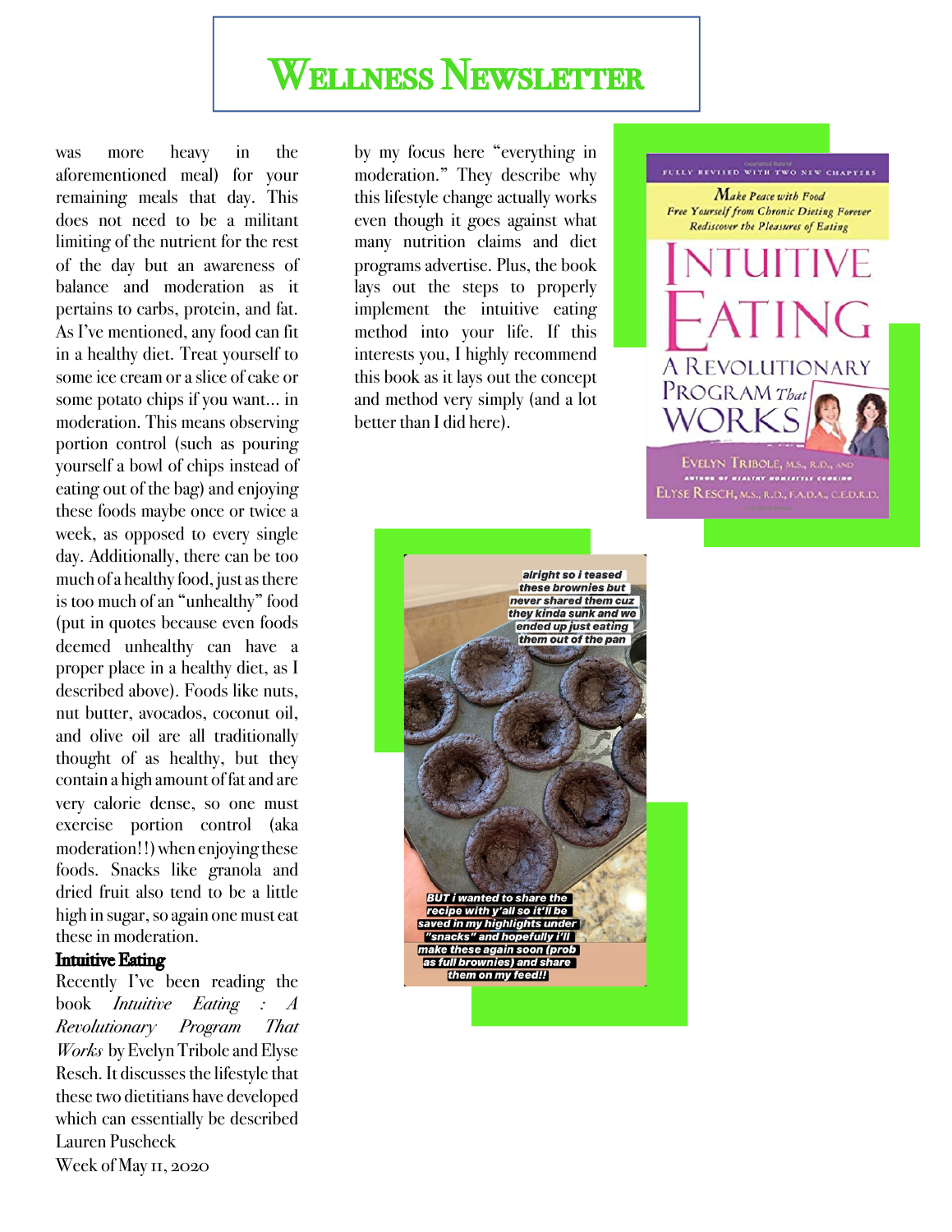# Wellness Newsletter

was more heavy in the aforementioned meal) for your remaining meals that day. This does not need to be a militant limiting of the nutrient for the rest of the day but an awareness of balance and moderation as it pertains to carbs, protein, and fat. As I've mentioned, any food can fit in a healthy diet. Treat yourself to some ice cream or a slice of cake or some potato chips if you want… in moderation. This means observing portion control (such as pouring yourself a bowl of chips instead of eating out of the bag) and enjoying these foods maybe once or twice a week, as opposed to every single day. Additionally, there can be too much of a healthy food, just as there is too much of an "unhealthy" food (put in quotes because even foods deemed unhealthy can have a proper place in a healthy diet, as I described above). Foods like nuts, nut butter, avocados, coconut oil, and olive oil are all traditionally thought of as healthy, but they contain a high amount of fat and are very calorie dense, so one must exercise portion control (aka moderation!!) when enjoying these foods. Snacks like granola and dried fruit also tend to be a little high in sugar, so again one must eat these in moderation.

**Intuitive Eating**

Recently I've been reading the book *Intuitive Eating : A Revolutionary Program That Works* by Evelyn Tribole and Elyse Resch. It discusses the lifestyle that these two dietitians have developed which can essentially be described by my focus here "everything in moderation." They describe why this lifestyle change actually works even though it goes against what many nutrition claims and diet programs advertise. Plus, the book lays out the steps to properly implement the intuitive eating method into your life. If this interests you, I highly recommend this book as it lays out the concept and method very simply (and a lot better than I did here).

Lauren Puscheck

Week of May 11, 2020